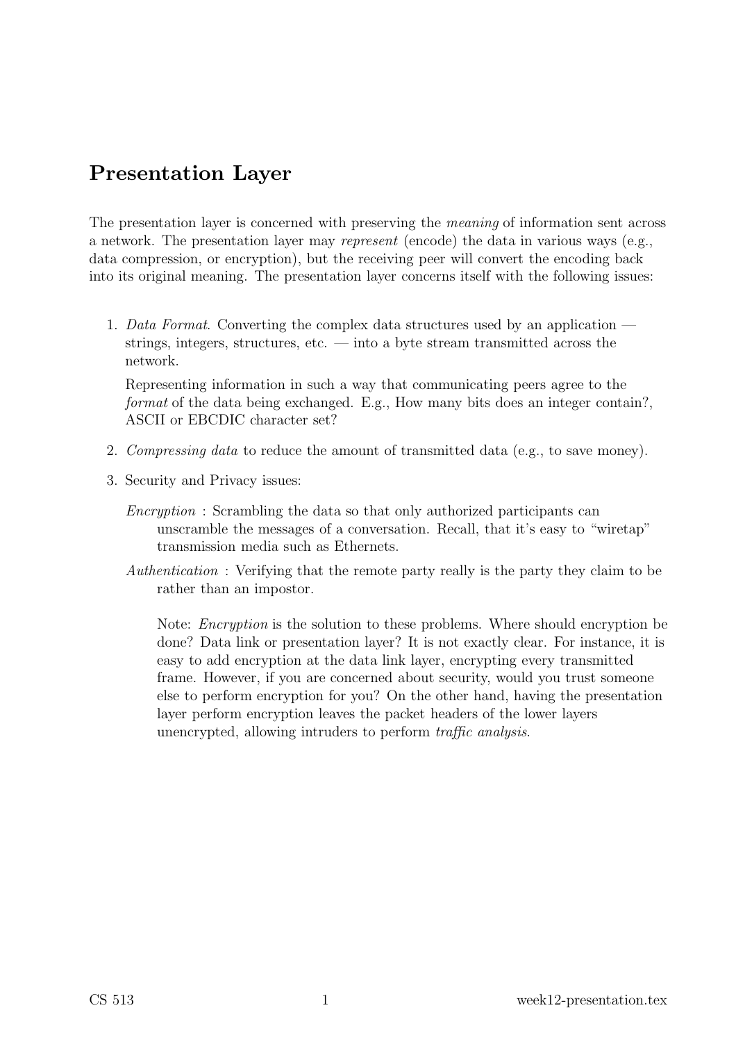# Presentation Layer

The presentation layer is concerned with preserving the *meaning* of information sent across a network. The presentation layer may *represent* (encode) the data in various ways (e.g., data compression, or encryption), but the receiving peer will convert the encoding back into its original meaning. The presentation layer concerns itself with the following issues:

1. *Data Format*. Converting the complex data structures used by an application — strings, integers, structures, etc. — into a byte stream transmitted across the network.

   Representing information in such a way that communicating peers agree to the *format* of the data being exchanged. E.g., How many bits does an integer contain?, ASCII or EBCDIC character set?

2. *Compressing data* to reduce the amount of transmitted data (e.g., to save money).

3. Security and Privacy issues:

   *Encryption* : Scrambling the data so that only authorized participants can unscramble the messages of a conversation. Recall, that it's easy to "wiretap" transmission media such as Ethernets.

   *Authentication* : Verifying that the remote party really is the party they claim to be rather than an impostor.

   Note: *Encryption* is the solution to these problems. Where should encryption be done? Data link or presentation layer? It is not exactly clear. For instance, it is easy to add encryption at the data link layer, encrypting every transmitted frame. However, if you are concerned about security, would you trust someone else to perform encryption for you? On the other hand, having the presentation layer perform encryption leaves the packet headers of the lower layers unencrypted, allowing intruders to perform *traffic analysis*.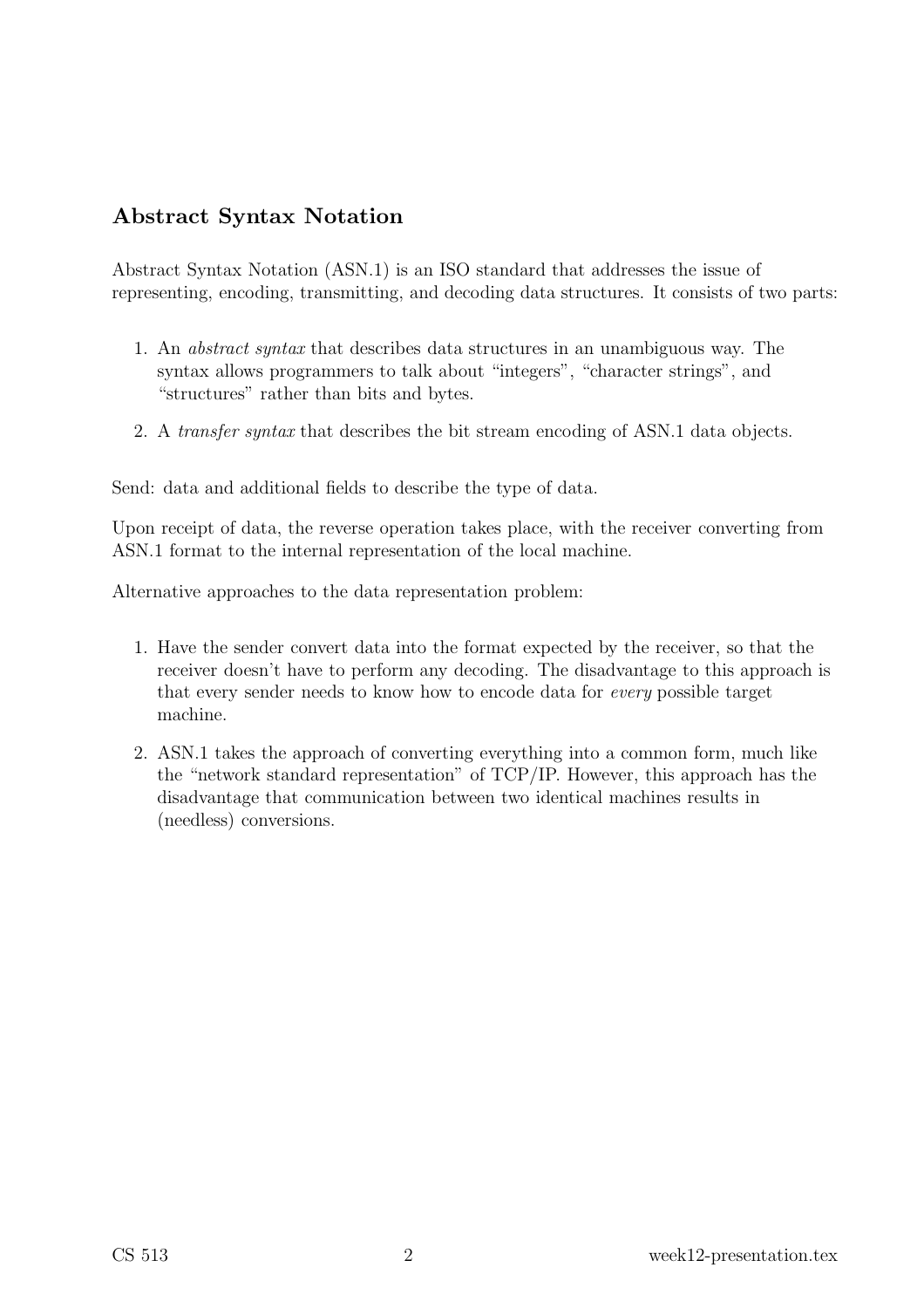## Abstract Syntax Notation

Abstract Syntax Notation (ASN.1) is an ISO standard that addresses the issue of representing, encoding, transmitting, and decoding data structures. It consists of two parts:

1. An *abstract syntax* that describes data structures in an unambiguous way. The syntax allows programmers to talk about "integers", "character strings", and "structures" rather than bits and bytes.
2. A *transfer syntax* that describes the bit stream encoding of ASN.1 data objects.

Send: data and additional fields to describe the type of data.

Upon receipt of data, the reverse operation takes place, with the receiver converting from ASN.1 format to the internal representation of the local machine.

Alternative approaches to the data representation problem:

1. Have the sender convert data into the format expected by the receiver, so that the receiver doesn't have to perform any decoding. The disadvantage to this approach is that every sender needs to know how to encode data for *every* possible target machine.
2. ASN.1 takes the approach of converting everything into a common form, much like the "network standard representation" of TCP/IP. However, this approach has the disadvantage that communication between two identical machines results in (needless) conversions.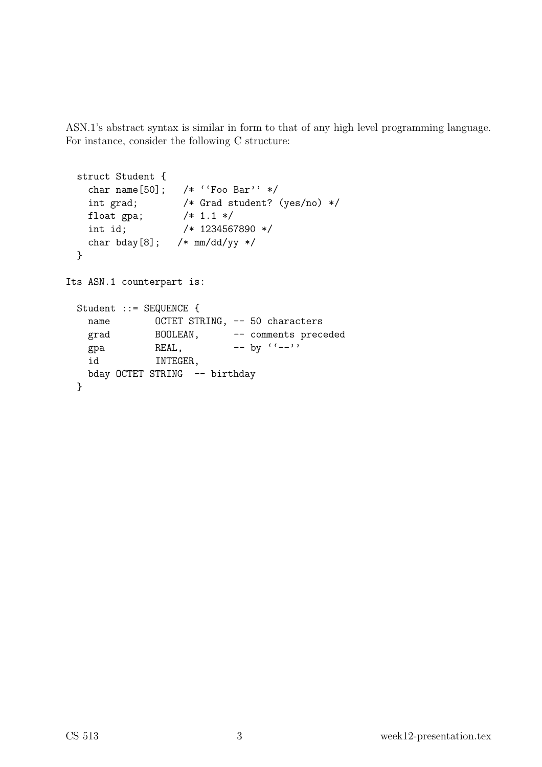ASN.1's abstract syntax is similar in form to that of any high level programming language. For instance, consider the following C structure:

```
struct Student {
  char name[50];   /* ``Foo Bar'' */
  int grad;        /* Grad student? (yes/no) */
  float gpa;       /* 1.1 */
  int id;          /* 1234567890 */
  char bday[8];   /* mm/dd/yy */
}
```

Its ASN.1 counterpart is:

```
Student ::= SEQUENCE {
  name        OCTET STRING, -- 50 characters
  grad        BOOLEAN,      -- comments preceded
  gpa         REAL,         -- by ``--''
  id          INTEGER,
  bday OCTET STRING  -- birthday
}
```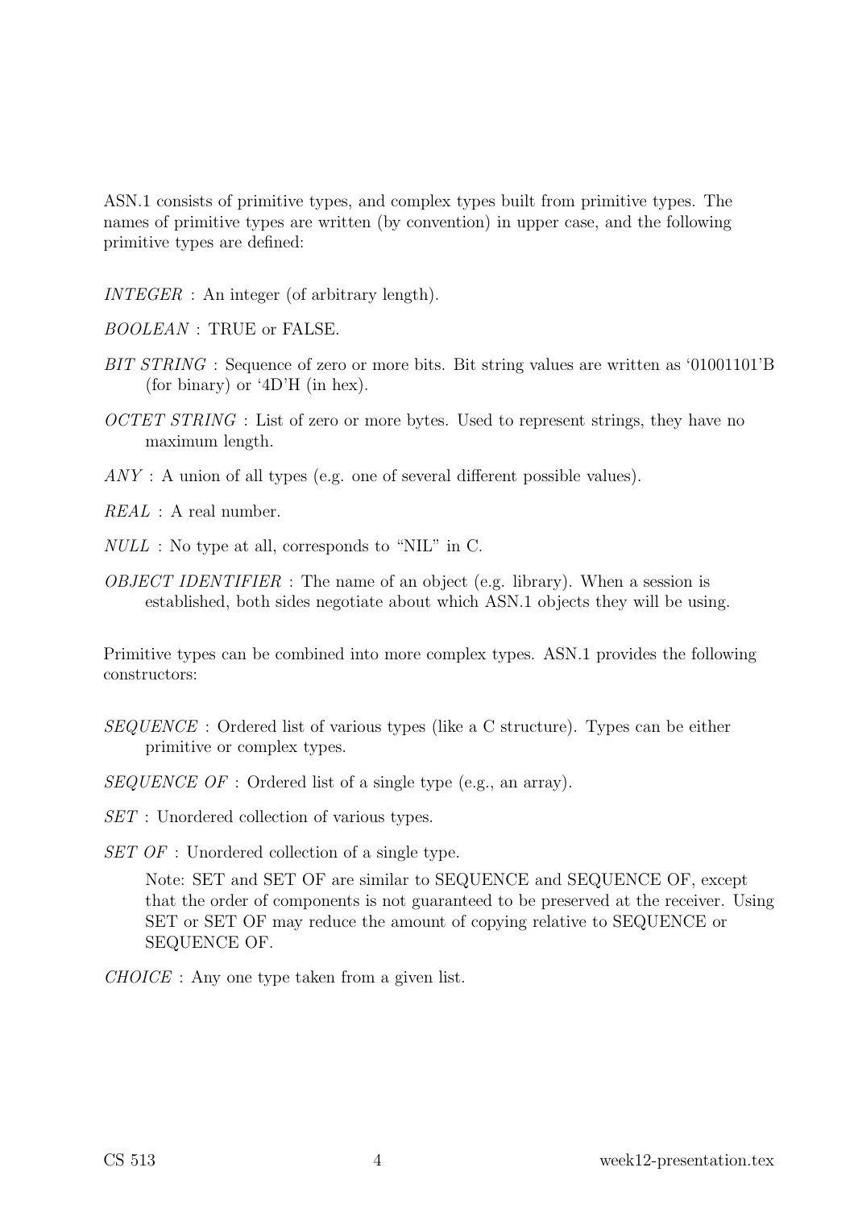ASN.1 consists of primitive types, and complex types built from primitive types. The names of primitive types are written (by convention) in upper case, and the following primitive types are defined:

*INTEGER* : An integer (of arbitrary length).

*BOOLEAN* : TRUE or FALSE.

*BIT STRING* : Sequence of zero or more bits. Bit string values are written as '01001101'B (for binary) or '4D'H (in hex).

*OCTET STRING* : List of zero or more bytes. Used to represent strings, they have no maximum length.

*ANY* : A union of all types (e.g. one of several different possible values).

*REAL* : A real number.

*NULL* : No type at all, corresponds to "NIL" in C.

*OBJECT IDENTIFIER* : The name of an object (e.g. library). When a session is established, both sides negotiate about which ASN.1 objects they will be using.

Primitive types can be combined into more complex types. ASN.1 provides the following constructors:

*SEQUENCE* : Ordered list of various types (like a C structure). Types can be either primitive or complex types.

*SEQUENCE OF* : Ordered list of a single type (e.g., an array).

*SET* : Unordered collection of various types.

*SET OF* : Unordered collection of a single type.

Note: SET and SET OF are similar to SEQUENCE and SEQUENCE OF, except that the order of components is not guaranteed to be preserved at the receiver. Using SET or SET OF may reduce the amount of copying relative to SEQUENCE or SEQUENCE OF.

*CHOICE* : Any one type taken from a given list.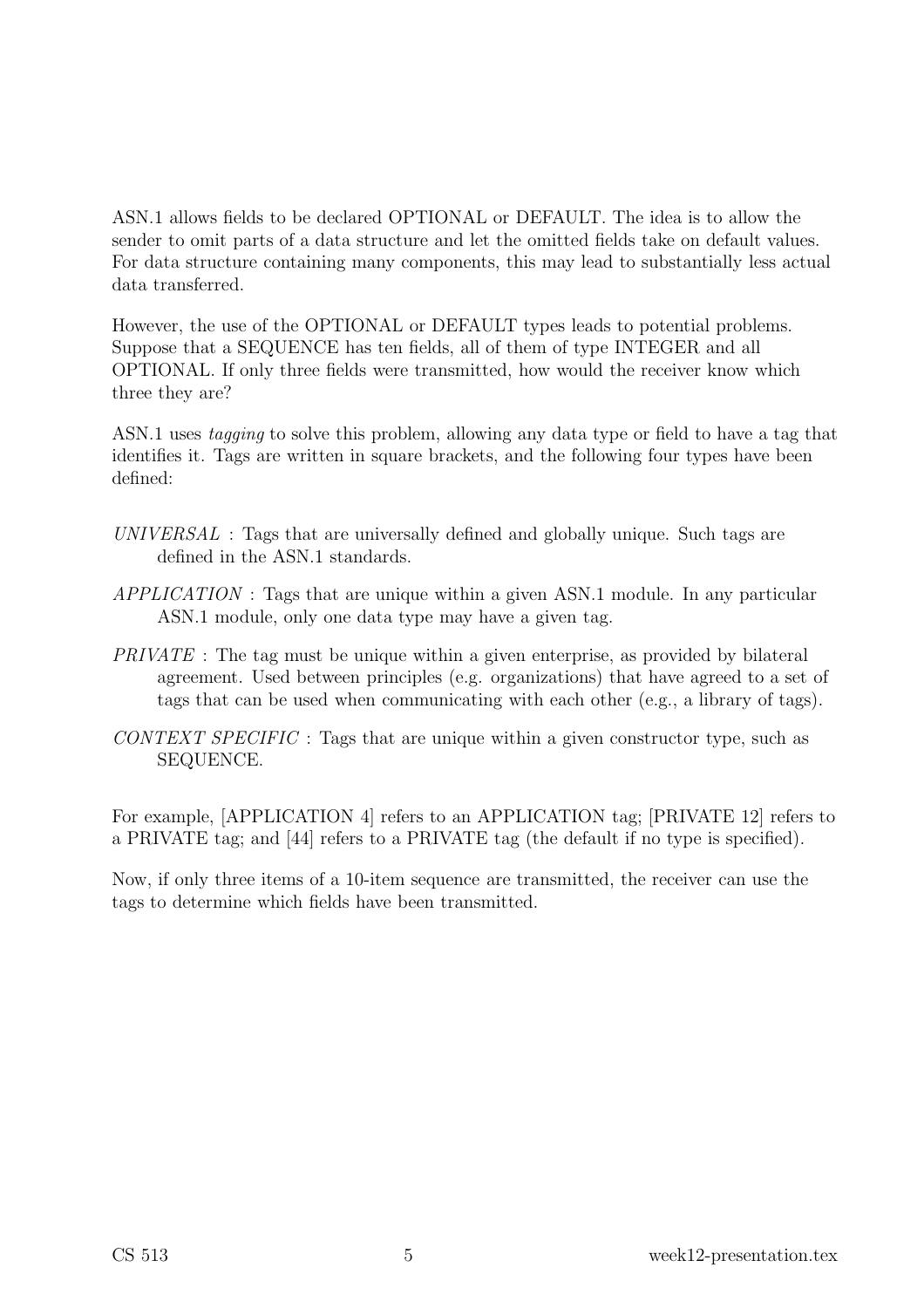ASN.1 allows fields to be declared OPTIONAL or DEFAULT. The idea is to allow the sender to omit parts of a data structure and let the omitted fields take on default values. For data structure containing many components, this may lead to substantially less actual data transferred.

However, the use of the OPTIONAL or DEFAULT types leads to potential problems. Suppose that a SEQUENCE has ten fields, all of them of type INTEGER and all OPTIONAL. If only three fields were transmitted, how would the receiver know which three they are?

ASN.1 uses *tagging* to solve this problem, allowing any data type or field to have a tag that identifies it. Tags are written in square brackets, and the following four types have been defined:

*UNIVERSAL* : Tags that are universally defined and globally unique. Such tags are defined in the ASN.1 standards.

*APPLICATION* : Tags that are unique within a given ASN.1 module. In any particular ASN.1 module, only one data type may have a given tag.

*PRIVATE* : The tag must be unique within a given enterprise, as provided by bilateral agreement. Used between principles (e.g. organizations) that have agreed to a set of tags that can be used when communicating with each other (e.g., a library of tags).

*CONTEXT SPECIFIC* : Tags that are unique within a given constructor type, such as SEQUENCE.

For example, [APPLICATION 4] refers to an APPLICATION tag; [PRIVATE 12] refers to a PRIVATE tag; and [44] refers to a PRIVATE tag (the default if no type is specified).

Now, if only three items of a 10-item sequence are transmitted, the receiver can use the tags to determine which fields have been transmitted.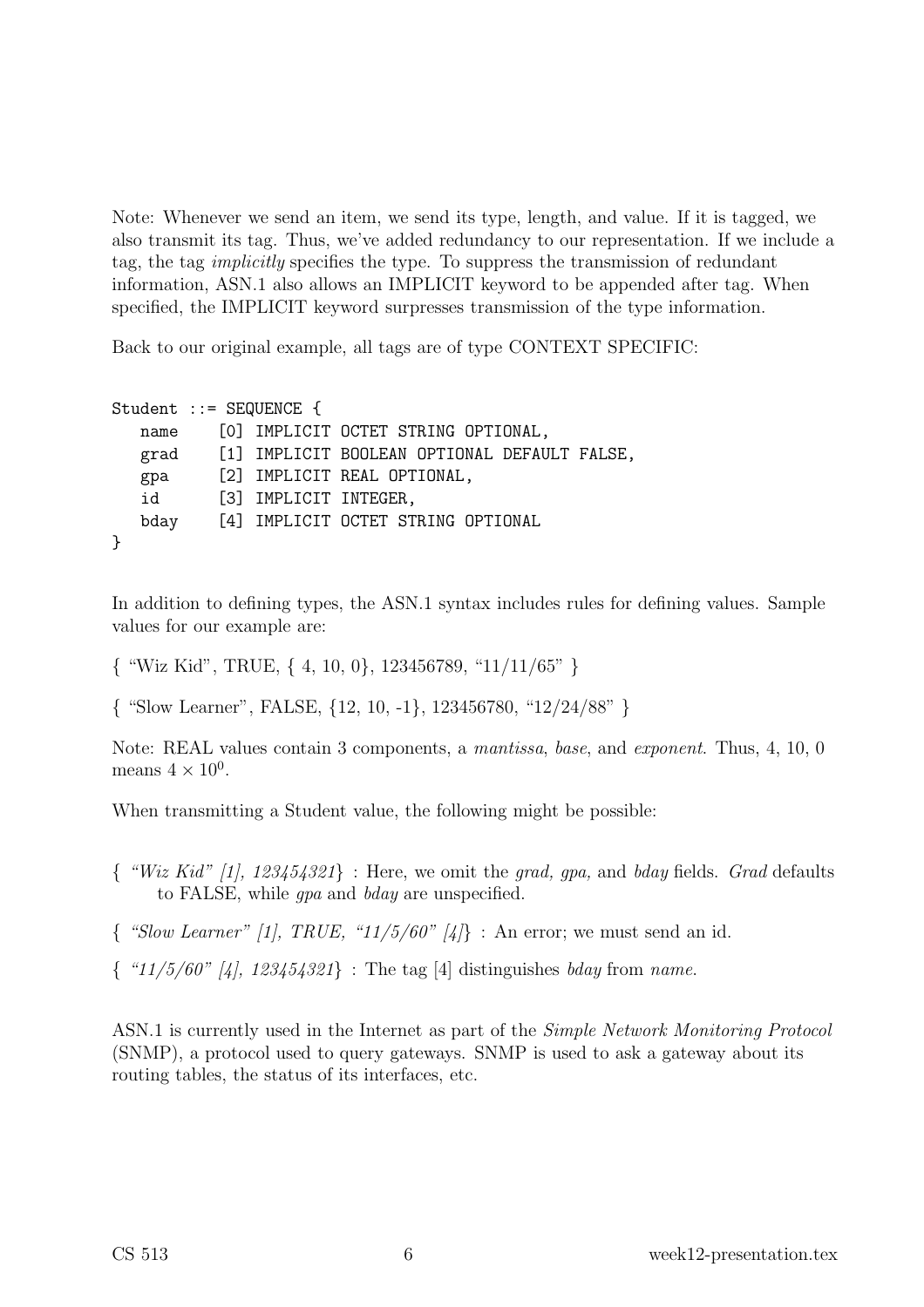Note: Whenever we send an item, we send its type, length, and value. If it is tagged, we also transmit its tag. Thus, we've added redundancy to our representation. If we include a tag, the tag *implicitly* specifies the type. To suppress the transmission of redundant information, ASN.1 also allows an IMPLICIT keyword to be appended after tag. When specified, the IMPLICIT keyword surpresses transmission of the type information.

Back to our original example, all tags are of type CONTEXT SPECIFIC:

```
Student ::= SEQUENCE {
   name    [0] IMPLICIT OCTET STRING OPTIONAL,
   grad    [1] IMPLICIT BOOLEAN OPTIONAL DEFAULT FALSE,
   gpa     [2] IMPLICIT REAL OPTIONAL,
   id      [3] IMPLICIT INTEGER,
   bday    [4] IMPLICIT OCTET STRING OPTIONAL
}
```

In addition to defining types, the ASN.1 syntax includes rules for defining values. Sample values for our example are:

{ "Wiz Kid", TRUE, { 4, 10, 0}, 123456789, "11/11/65" }

{ "Slow Learner", FALSE, {12, 10, -1}, 123456780, "12/24/88" }

Note: REAL values contain 3 components, a *mantissa*, *base*, and *exponent*. Thus, 4, 10, 0 means $4 \times 10^0$.

When transmitting a Student value, the following might be possible:

- { *"Wiz Kid" [1], 123454321*} : Here, we omit the *grad, gpa,* and *bday* fields. *Grad* defaults to FALSE, while *gpa* and *bday* are unspecified.
- { *"Slow Learner" [1], TRUE, "11/5/60" [4]*} : An error; we must send an id.
- { *"11/5/60" [4], 123454321*} : The tag [4] distinguishes *bday* from *name*.

ASN.1 is currently used in the Internet as part of the *Simple Network Monitoring Protocol* (SNMP), a protocol used to query gateways. SNMP is used to ask a gateway about its routing tables, the status of its interfaces, etc.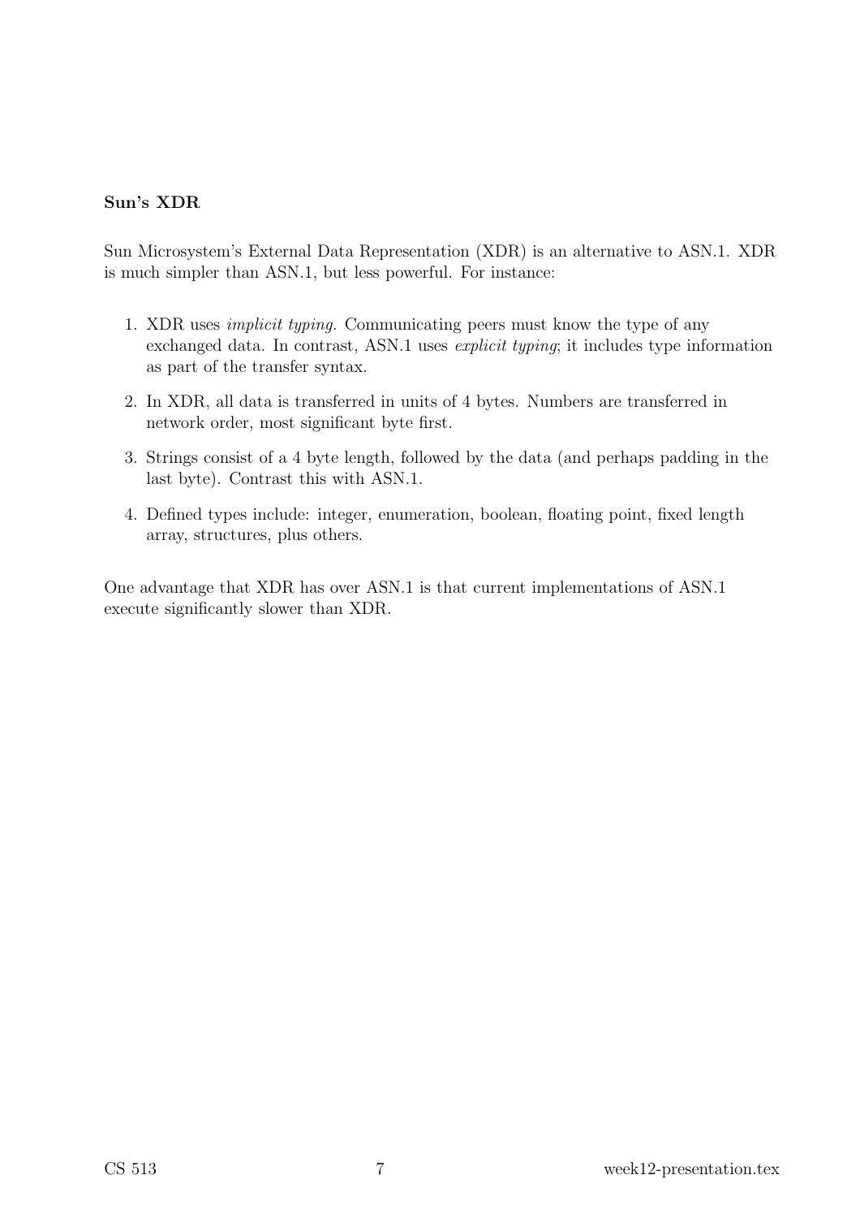**Sun's XDR**

Sun Microsystem's External Data Representation (XDR) is an alternative to ASN.1. XDR is much simpler than ASN.1, but less powerful. For instance:

1. XDR uses *implicit typing.* Communicating peers must know the type of any exchanged data. In contrast, ASN.1 uses *explicit typing*; it includes type information as part of the transfer syntax.
2. In XDR, all data is transferred in units of 4 bytes. Numbers are transferred in network order, most significant byte first.
3. Strings consist of a 4 byte length, followed by the data (and perhaps padding in the last byte). Contrast this with ASN.1.
4. Defined types include: integer, enumeration, boolean, floating point, fixed length array, structures, plus others.

One advantage that XDR has over ASN.1 is that current implementations of ASN.1 execute significantly slower than XDR.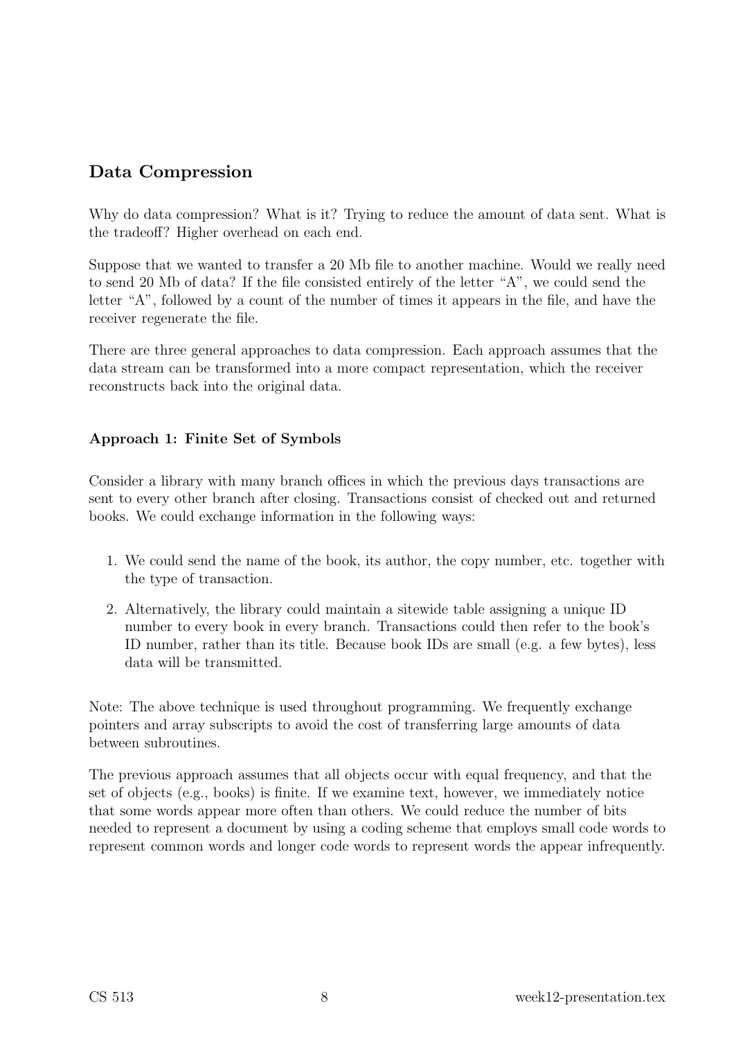## Data Compression

Why do data compression? What is it? Trying to reduce the amount of data sent. What is the tradeoff? Higher overhead on each end.

Suppose that we wanted to transfer a 20 Mb file to another machine. Would we really need to send 20 Mb of data? If the file consisted entirely of the letter "A", we could send the letter "A", followed by a count of the number of times it appears in the file, and have the receiver regenerate the file.

There are three general approaches to data compression. Each approach assumes that the data stream can be transformed into a more compact representation, which the receiver reconstructs back into the original data.

### Approach 1: Finite Set of Symbols

Consider a library with many branch offices in which the previous days transactions are sent to every other branch after closing. Transactions consist of checked out and returned books. We could exchange information in the following ways:

1. We could send the name of the book, its author, the copy number, etc. together with the type of transaction.
2. Alternatively, the library could maintain a sitewide table assigning a unique ID number to every book in every branch. Transactions could then refer to the book's ID number, rather than its title. Because book IDs are small (e.g. a few bytes), less data will be transmitted.

Note: The above technique is used throughout programming. We frequently exchange pointers and array subscripts to avoid the cost of transferring large amounts of data between subroutines.

The previous approach assumes that all objects occur with equal frequency, and that the set of objects (e.g., books) is finite. If we examine text, however, we immediately notice that some words appear more often than others. We could reduce the number of bits needed to represent a document by using a coding scheme that employs small code words to represent common words and longer code words to represent words the appear infrequently.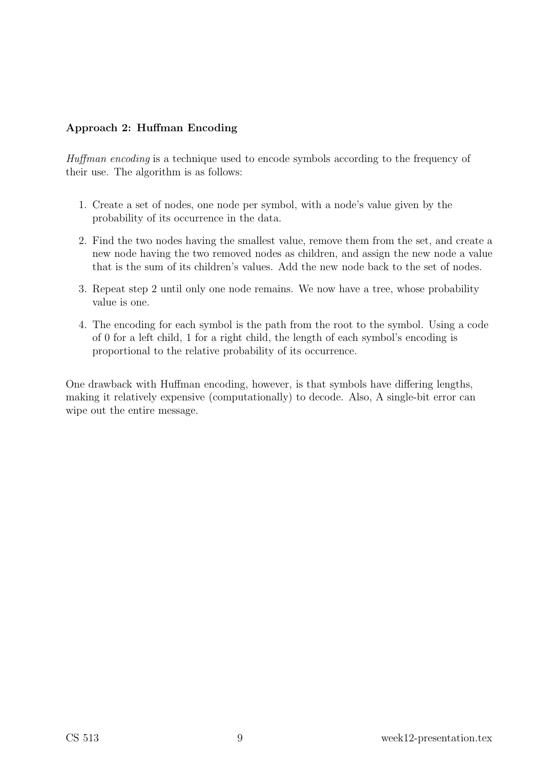**Approach 2: Huffman Encoding**

*Huffman encoding* is a technique used to encode symbols according to the frequency of their use. The algorithm is as follows:

1. Create a set of nodes, one node per symbol, with a node's value given by the probability of its occurrence in the data.
2. Find the two nodes having the smallest value, remove them from the set, and create a new node having the two removed nodes as children, and assign the new node a value that is the sum of its children's values. Add the new node back to the set of nodes.
3. Repeat step 2 until only one node remains. We now have a tree, whose probability value is one.
4. The encoding for each symbol is the path from the root to the symbol. Using a code of 0 for a left child, 1 for a right child, the length of each symbol's encoding is proportional to the relative probability of its occurrence.

One drawback with Huffman encoding, however, is that symbols have differing lengths, making it relatively expensive (computationally) to decode. Also, A single-bit error can wipe out the entire message.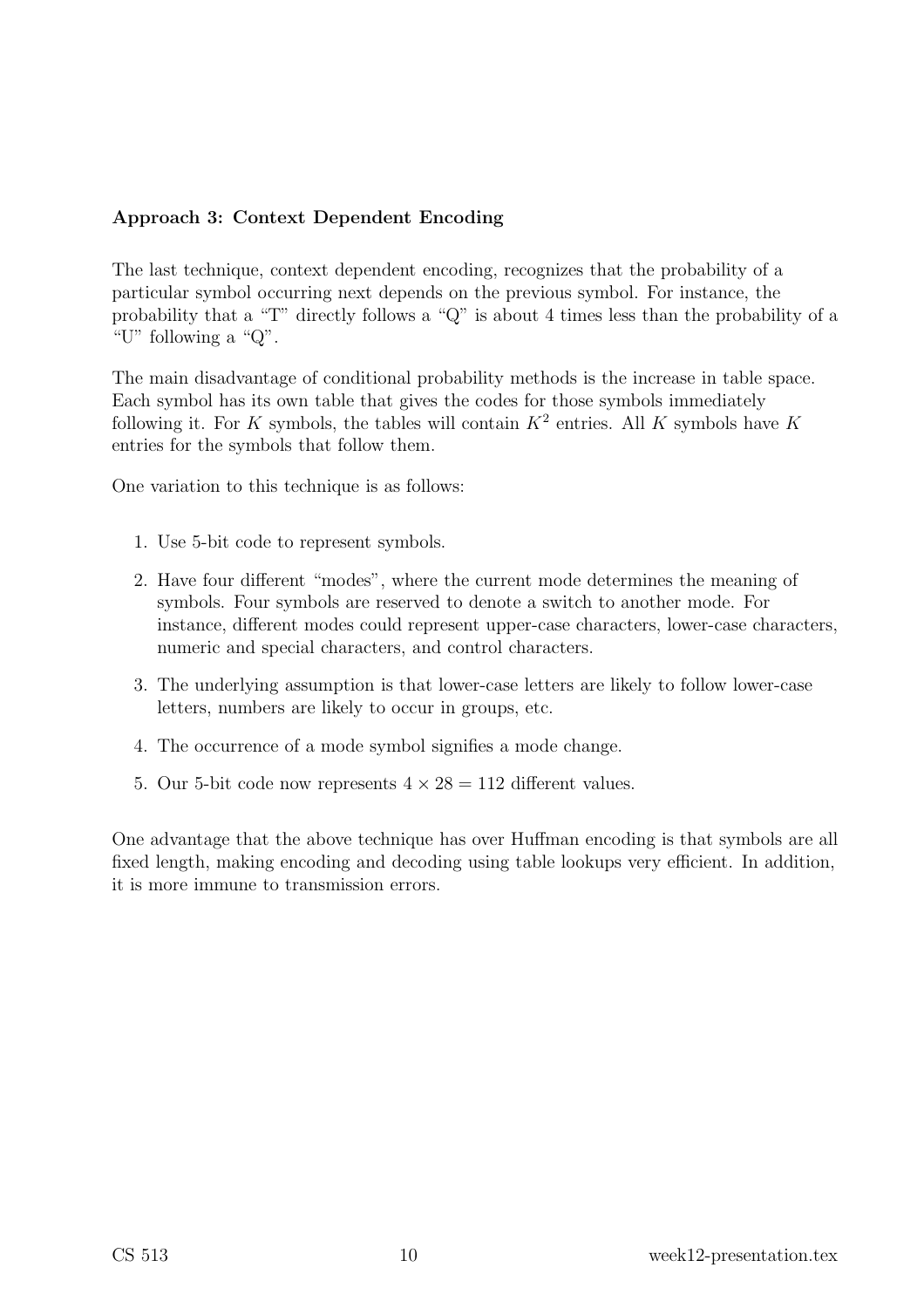**Approach 3: Context Dependent Encoding**

The last technique, context dependent encoding, recognizes that the probability of a particular symbol occurring next depends on the previous symbol. For instance, the probability that a "T" directly follows a "Q" is about 4 times less than the probability of a "U" following a "Q".

The main disadvantage of conditional probability methods is the increase in table space. Each symbol has its own table that gives the codes for those symbols immediately following it. For $K$ symbols, the tables will contain $K^2$ entries. All $K$ symbols have $K$ entries for the symbols that follow them.

One variation to this technique is as follows:

1. Use 5-bit code to represent symbols.
2. Have four different "modes", where the current mode determines the meaning of symbols. Four symbols are reserved to denote a switch to another mode. For instance, different modes could represent upper-case characters, lower-case characters, numeric and special characters, and control characters.
3. The underlying assumption is that lower-case letters are likely to follow lower-case letters, numbers are likely to occur in groups, etc.
4. The occurrence of a mode symbol signifies a mode change.
5. Our 5-bit code now represents $4 \times 28 = 112$ different values.

One advantage that the above technique has over Huffman encoding is that symbols are all fixed length, making encoding and decoding using table lookups very efficient. In addition, it is more immune to transmission errors.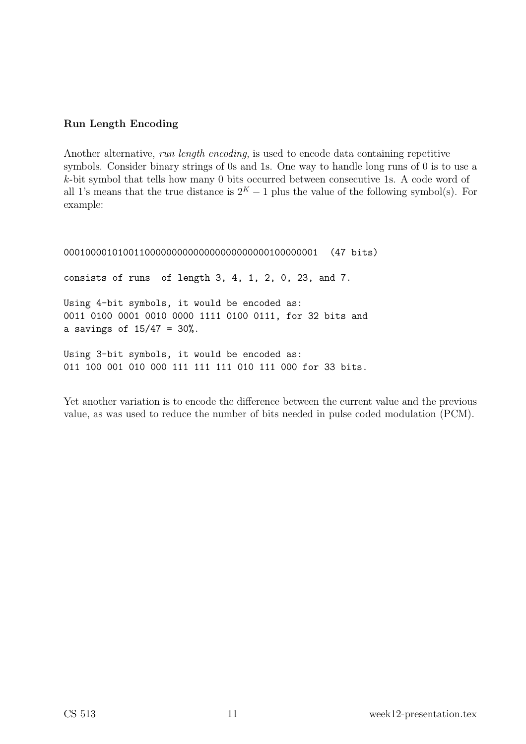**Run Length Encoding**

Another alternative, *run length encoding*, is used to encode data containing repetitive symbols. Consider binary strings of 0s and 1s. One way to handle long runs of 0 is to use a $k$-bit symbol that tells how many 0 bits occurred between consecutive 1s. A code word of all 1's means that the true distance is $2^K - 1$ plus the value of the following symbol(s). For example:

```
00010000101001100000000000000000000000000100000001  (47 bits)

consists of runs  of length 3, 4, 1, 2, 0, 23, and 7.

Using 4-bit symbols, it would be encoded as:
0011 0100 0001 0010 0000 1111 0100 0111, for 32 bits and
a savings of 15/47 = 30%.

Using 3-bit symbols, it would be encoded as:
011 100 001 010 000 111 111 111 010 111 000 for 33 bits.
```

Yet another variation is to encode the difference between the current value and the previous value, as was used to reduce the number of bits needed in pulse coded modulation (PCM).